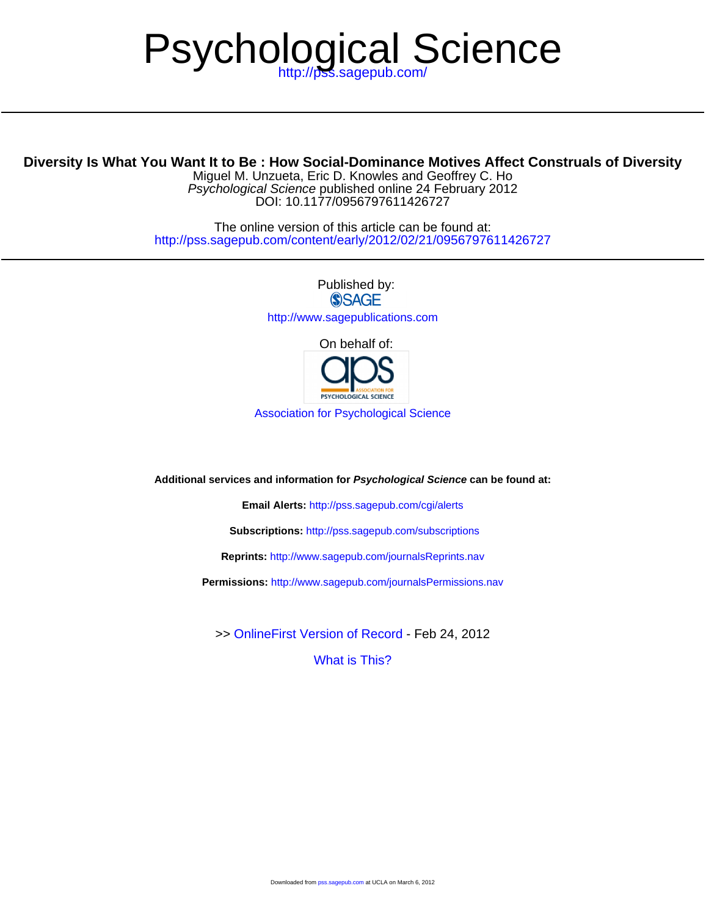# Psychological Science

http://pss.sagepub.com/

---

**Diversity Is What You Want It to Be : How Social-Dominance Motives Affect Construals of Diversity**

Miguel M. Unzueta, Eric D. Knowles and Geoffrey C. Ho

*Psychological Science* published online 24 February 2012

DOI: 10.1177/0956797611426727

The online version of this article can be found at:

http://pss.sagepub.com/content/early/2012/02/21/0956797611426727

---

Published by:

SAGE

http://www.sagepublications.com

On behalf of:

aps ASSOCIATION FOR PSYCHOLOGICAL SCIENCE

Association for Psychological Science

**Additional services and information for *Psychological Science* can be found at:**

**Email Alerts:** http://pss.sagepub.com/cgi/alerts

**Subscriptions:** http://pss.sagepub.com/subscriptions

**Reprints:** http://www.sagepub.com/journalsReprints.nav

**Permissions:** http://www.sagepub.com/journalsPermissions.nav

>> OnlineFirst Version of Record - Feb 24, 2012

What is This?

Downloaded from pss.sagepub.com at UCLA on March 6, 2012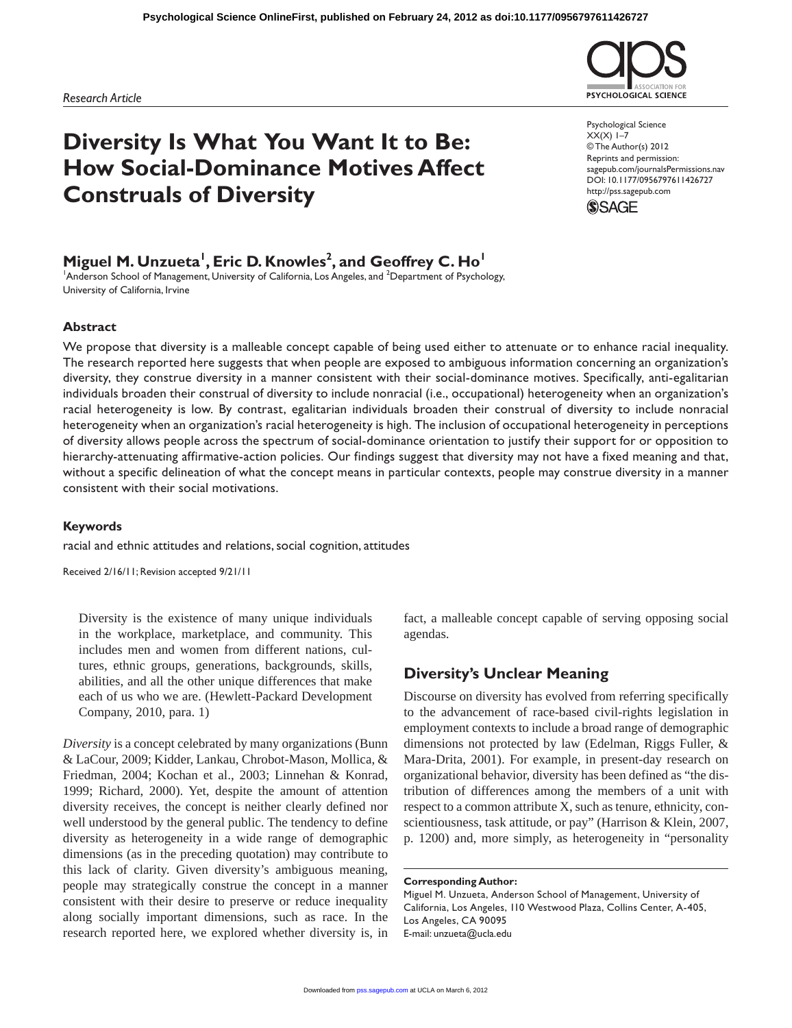Research Article

# Diversity Is What You Want It to Be: How Social-Dominance Motives Affect Construals of Diversity

Psychological Science
XX(X) 1–7
© The Author(s) 2012
Reprints and permission:
sagepub.com/journalsPermissions.nav
DOI: 10.1177/0956797611426727
http://pss.sagepub.com

**Miguel M. Unzueta[1], Eric D. Knowles[2], and Geoffrey C. Ho[1]**

[1]Anderson School of Management, University of California, Los Angeles, and [2]Department of Psychology, University of California, Irvine

## Abstract

We propose that diversity is a malleable concept capable of being used either to attenuate or to enhance racial inequality. The research reported here suggests that when people are exposed to ambiguous information concerning an organization's diversity, they construe diversity in a manner consistent with their social-dominance motives. Specifically, anti-egalitarian individuals broaden their construal of diversity to include nonracial (i.e., occupational) heterogeneity when an organization's racial heterogeneity is low. By contrast, egalitarian individuals broaden their construal of diversity to include nonracial heterogeneity when an organization's racial heterogeneity is high. The inclusion of occupational heterogeneity in perceptions of diversity allows people across the spectrum of social-dominance orientation to justify their support for or opposition to hierarchy-attenuating affirmative-action policies. Our findings suggest that diversity may not have a fixed meaning and that, without a specific delineation of what the concept means in particular contexts, people may construe diversity in a manner consistent with their social motivations.

### Keywords

racial and ethnic attitudes and relations, social cognition, attitudes

Received 2/16/11; Revision accepted 9/21/11

> Diversity is the existence of many unique individuals in the workplace, marketplace, and community. This includes men and women from different nations, cultures, ethnic groups, generations, backgrounds, skills, abilities, and all the other unique differences that make each of us who we are. (Hewlett-Packard Development Company, 2010, para. 1)

*Diversity* is a concept celebrated by many organizations (Bunn & LaCour, 2009; Kidder, Lankau, Chrobot-Mason, Mollica, & Friedman, 2004; Kochan et al., 2003; Linnehan & Konrad, 1999; Richard, 2000). Yet, despite the amount of attention diversity receives, the concept is neither clearly defined nor well understood by the general public. The tendency to define diversity as heterogeneity in a wide range of demographic dimensions (as in the preceding quotation) may contribute to this lack of clarity. Given diversity's ambiguous meaning, people may strategically construe the concept in a manner consistent with their desire to preserve or reduce inequality along socially important dimensions, such as race. In the research reported here, we explored whether diversity is, in fact, a malleable concept capable of serving opposing social agendas.

## Diversity's Unclear Meaning

Discourse on diversity has evolved from referring specifically to the advancement of race-based civil-rights legislation in employment contexts to include a broad range of demographic dimensions not protected by law (Edelman, Riggs Fuller, & Mara-Drita, 2001). For example, in present-day research on organizational behavior, diversity has been defined as "the distribution of differences among the members of a unit with respect to a common attribute X, such as tenure, ethnicity, conscientiousness, task attitude, or pay" (Harrison & Klein, 2007, p. 1200) and, more simply, as heterogeneity in "personality

**Corresponding Author:**
Miguel M. Unzueta, Anderson School of Management, University of California, Los Angeles, 110 Westwood Plaza, Collins Center, A-405, Los Angeles, CA 90095
E-mail: unzueta@ucla.edu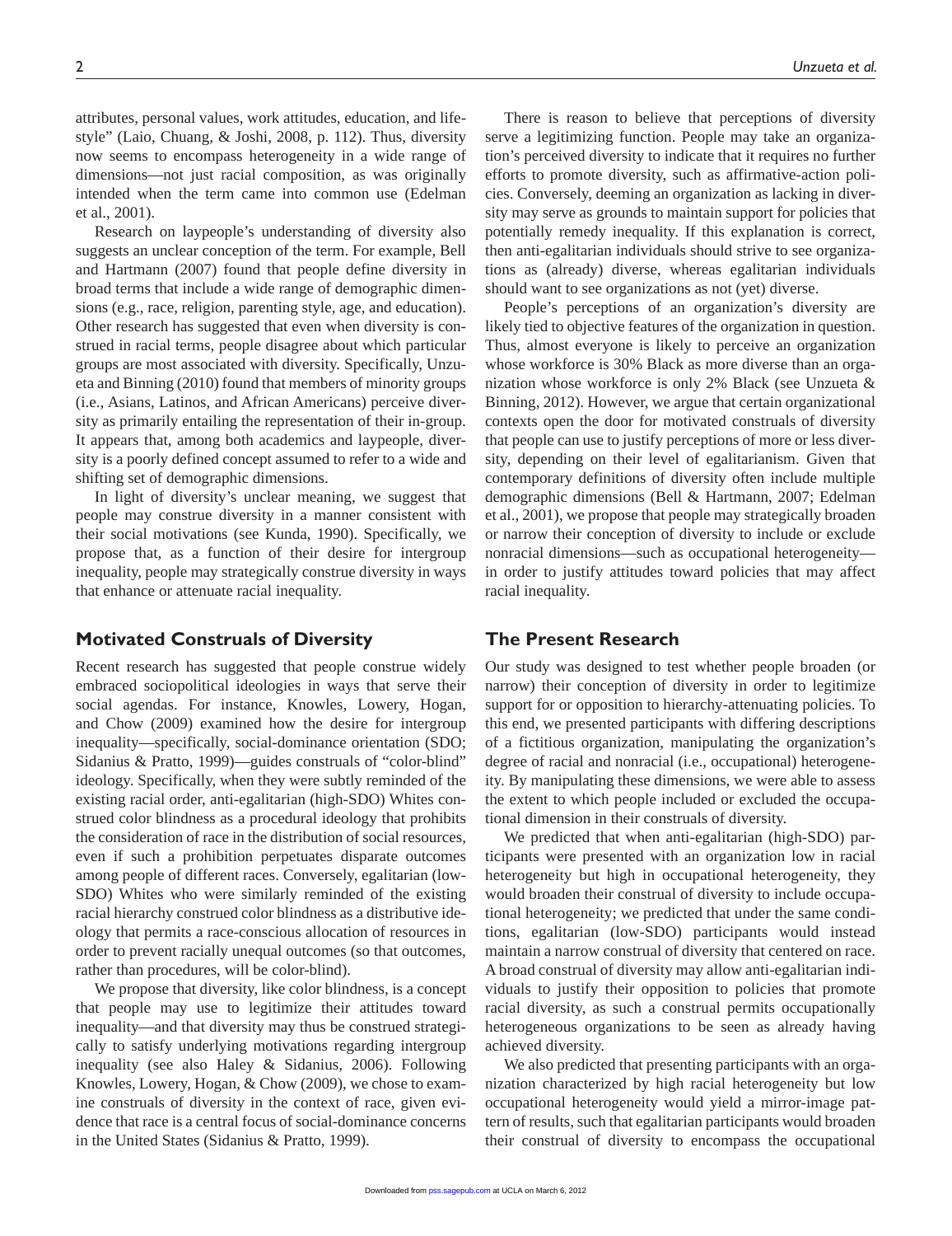attributes, personal values, work attitudes, education, and lifestyle" (Laio, Chuang, & Joshi, 2008, p. 112). Thus, diversity now seems to encompass heterogeneity in a wide range of dimensions—not just racial composition, as was originally intended when the term came into common use (Edelman et al., 2001).

Research on laypeople's understanding of diversity also suggests an unclear conception of the term. For example, Bell and Hartmann (2007) found that people define diversity in broad terms that include a wide range of demographic dimensions (e.g., race, religion, parenting style, age, and education). Other research has suggested that even when diversity is construed in racial terms, people disagree about which particular groups are most associated with diversity. Specifically, Unzueta and Binning (2010) found that members of minority groups (i.e., Asians, Latinos, and African Americans) perceive diversity as primarily entailing the representation of their in-group. It appears that, among both academics and laypeople, diversity is a poorly defined concept assumed to refer to a wide and shifting set of demographic dimensions.

In light of diversity's unclear meaning, we suggest that people may construe diversity in a manner consistent with their social motivations (see Kunda, 1990). Specifically, we propose that, as a function of their desire for intergroup inequality, people may strategically construe diversity in ways that enhance or attenuate racial inequality.

## Motivated Construals of Diversity

Recent research has suggested that people construe widely embraced sociopolitical ideologies in ways that serve their social agendas. For instance, Knowles, Lowery, Hogan, and Chow (2009) examined how the desire for intergroup inequality—specifically, social-dominance orientation (SDO; Sidanius & Pratto, 1999)—guides construals of "color-blind" ideology. Specifically, when they were subtly reminded of the existing racial order, anti-egalitarian (high-SDO) Whites construed color blindness as a procedural ideology that prohibits the consideration of race in the distribution of social resources, even if such a prohibition perpetuates disparate outcomes among people of different races. Conversely, egalitarian (low-SDO) Whites who were similarly reminded of the existing racial hierarchy construed color blindness as a distributive ideology that permits a race-conscious allocation of resources in order to prevent racially unequal outcomes (so that outcomes, rather than procedures, will be color-blind).

We propose that diversity, like color blindness, is a concept that people may use to legitimize their attitudes toward inequality—and that diversity may thus be construed strategically to satisfy underlying motivations regarding intergroup inequality (see also Haley & Sidanius, 2006). Following Knowles, Lowery, Hogan, & Chow (2009), we chose to examine construals of diversity in the context of race, given evidence that race is a central focus of social-dominance concerns in the United States (Sidanius & Pratto, 1999).

There is reason to believe that perceptions of diversity serve a legitimizing function. People may take an organization's perceived diversity to indicate that it requires no further efforts to promote diversity, such as affirmative-action policies. Conversely, deeming an organization as lacking in diversity may serve as grounds to maintain support for policies that potentially remedy inequality. If this explanation is correct, then anti-egalitarian individuals should strive to see organizations as (already) diverse, whereas egalitarian individuals should want to see organizations as not (yet) diverse.

People's perceptions of an organization's diversity are likely tied to objective features of the organization in question. Thus, almost everyone is likely to perceive an organization whose workforce is 30% Black as more diverse than an organization whose workforce is only 2% Black (see Unzueta & Binning, 2012). However, we argue that certain organizational contexts open the door for motivated construals of diversity that people can use to justify perceptions of more or less diversity, depending on their level of egalitarianism. Given that contemporary definitions of diversity often include multiple demographic dimensions (Bell & Hartmann, 2007; Edelman et al., 2001), we propose that people may strategically broaden or narrow their conception of diversity to include or exclude nonracial dimensions—such as occupational heterogeneity—in order to justify attitudes toward policies that may affect racial inequality.

## The Present Research

Our study was designed to test whether people broaden (or narrow) their conception of diversity in order to legitimize support for or opposition to hierarchy-attenuating policies. To this end, we presented participants with differing descriptions of a fictitious organization, manipulating the organization's degree of racial and nonracial (i.e., occupational) heterogeneity. By manipulating these dimensions, we were able to assess the extent to which people included or excluded the occupational dimension in their construals of diversity.

We predicted that when anti-egalitarian (high-SDO) participants were presented with an organization low in racial heterogeneity but high in occupational heterogeneity, they would broaden their construal of diversity to include occupational heterogeneity; we predicted that under the same conditions, egalitarian (low-SDO) participants would instead maintain a narrow construal of diversity that centered on race. A broad construal of diversity may allow anti-egalitarian individuals to justify their opposition to policies that promote racial diversity, as such a construal permits occupationally heterogeneous organizations to be seen as already having achieved diversity.

We also predicted that presenting participants with an organization characterized by high racial heterogeneity but low occupational heterogeneity would yield a mirror-image pattern of results, such that egalitarian participants would broaden their construal of diversity to encompass the occupational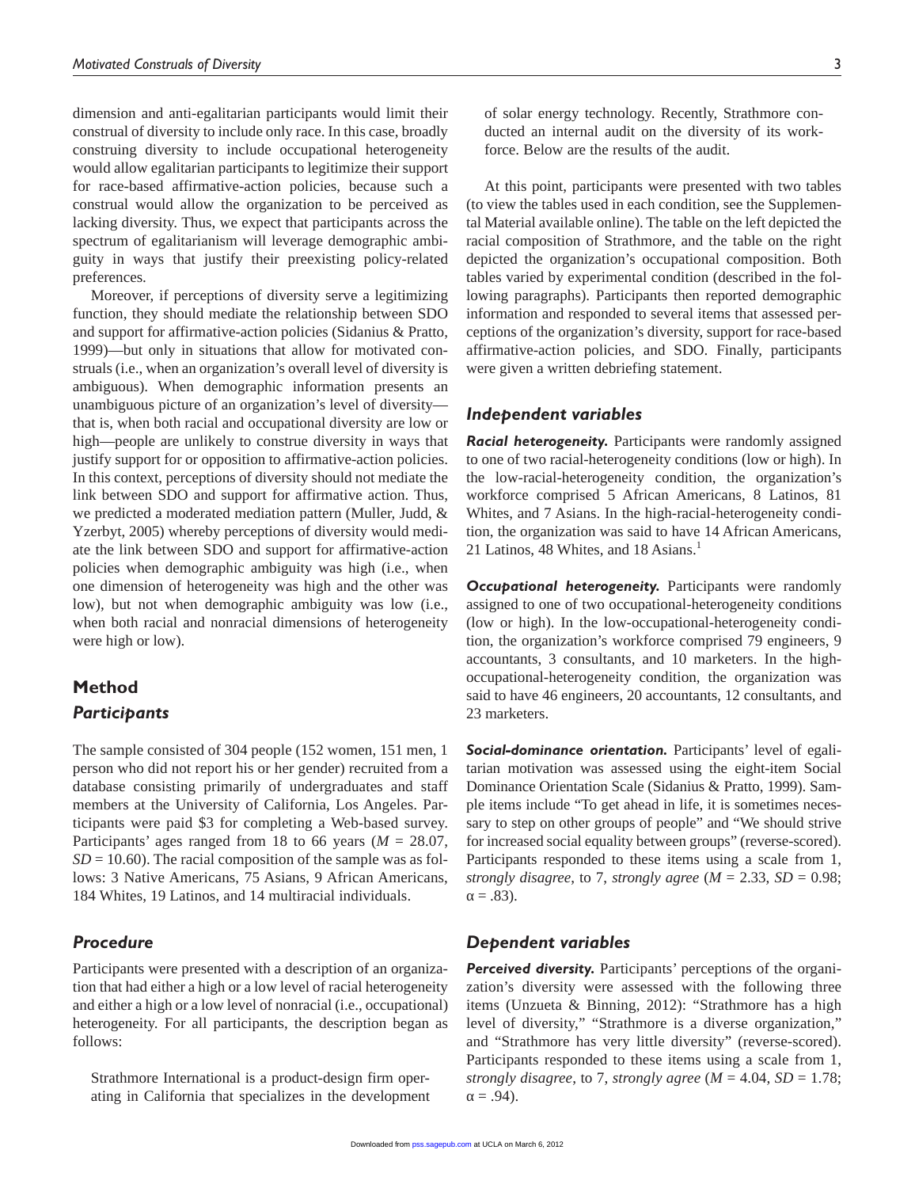dimension and anti-egalitarian participants would limit their construal of diversity to include only race. In this case, broadly construing diversity to include occupational heterogeneity would allow egalitarian participants to legitimize their support for race-based affirmative-action policies, because such a construal would allow the organization to be perceived as lacking diversity. Thus, we expect that participants across the spectrum of egalitarianism will leverage demographic ambiguity in ways that justify their preexisting policy-related preferences.

Moreover, if perceptions of diversity serve a legitimizing function, they should mediate the relationship between SDO and support for affirmative-action policies (Sidanius & Pratto, 1999)—but only in situations that allow for motivated construals (i.e., when an organization's overall level of diversity is ambiguous). When demographic information presents an unambiguous picture of an organization's level of diversity—that is, when both racial and occupational diversity are low or high—people are unlikely to construe diversity in ways that justify support for or opposition to affirmative-action policies. In this context, perceptions of diversity should not mediate the link between SDO and support for affirmative action. Thus, we predicted a moderated mediation pattern (Muller, Judd, & Yzerbyt, 2005) whereby perceptions of diversity would mediate the link between SDO and support for affirmative-action policies when demographic ambiguity was high (i.e., when one dimension of heterogeneity was high and the other was low), but not when demographic ambiguity was low (i.e., when both racial and nonracial dimensions of heterogeneity were high or low).

## Method

### Participants

The sample consisted of 304 people (152 women, 151 men, 1 person who did not report his or her gender) recruited from a database consisting primarily of undergraduates and staff members at the University of California, Los Angeles. Participants were paid $3 for completing a Web-based survey. Participants' ages ranged from 18 to 66 years ($M$ = 28.07, $SD$ = 10.60). The racial composition of the sample was as follows: 3 Native Americans, 75 Asians, 9 African Americans, 184 Whites, 19 Latinos, and 14 multiracial individuals.

### Procedure

Participants were presented with a description of an organization that had either a high or a low level of racial heterogeneity and either a high or a low level of nonracial (i.e., occupational) heterogeneity. For all participants, the description began as follows:

> Strathmore International is a product-design firm operating in California that specializes in the development of solar energy technology. Recently, Strathmore conducted an internal audit on the diversity of its workforce. Below are the results of the audit.

At this point, participants were presented with two tables (to view the tables used in each condition, see the Supplemental Material available online). The table on the left depicted the racial composition of Strathmore, and the table on the right depicted the organization's occupational composition. Both tables varied by experimental condition (described in the following paragraphs). Participants then reported demographic information and responded to several items that assessed perceptions of the organization's diversity, support for race-based affirmative-action policies, and SDO. Finally, participants were given a written debriefing statement.

### Independent variables

***Racial heterogeneity.*** Participants were randomly assigned to one of two racial-heterogeneity conditions (low or high). In the low-racial-heterogeneity condition, the organization's workforce comprised 5 African Americans, 8 Latinos, 81 Whites, and 7 Asians. In the high-racial-heterogeneity condition, the organization was said to have 14 African Americans, 21 Latinos, 48 Whites, and 18 Asians.[1]

***Occupational heterogeneity.*** Participants were randomly assigned to one of two occupational-heterogeneity conditions (low or high). In the low-occupational-heterogeneity condition, the organization's workforce comprised 79 engineers, 9 accountants, 3 consultants, and 10 marketers. In the high-occupational-heterogeneity condition, the organization was said to have 46 engineers, 20 accountants, 12 consultants, and 23 marketers.

***Social-dominance orientation.*** Participants' level of egalitarian motivation was assessed using the eight-item Social Dominance Orientation Scale (Sidanius & Pratto, 1999). Sample items include "To get ahead in life, it is sometimes necessary to step on other groups of people" and "We should strive for increased social equality between groups" (reverse-scored). Participants responded to these items using a scale from 1, *strongly disagree*, to 7, *strongly agree* ($M$ = 2.33, $SD$ = 0.98; $\alpha$ = .83).

### Dependent variables

***Perceived diversity.*** Participants' perceptions of the organization's diversity were assessed with the following three items (Unzueta & Binning, 2012): "Strathmore has a high level of diversity," "Strathmore is a diverse organization," and "Strathmore has very little diversity" (reverse-scored). Participants responded to these items using a scale from 1, *strongly disagree*, to 7, *strongly agree* ($M$ = 4.04, $SD$ = 1.78; $\alpha$ = .94).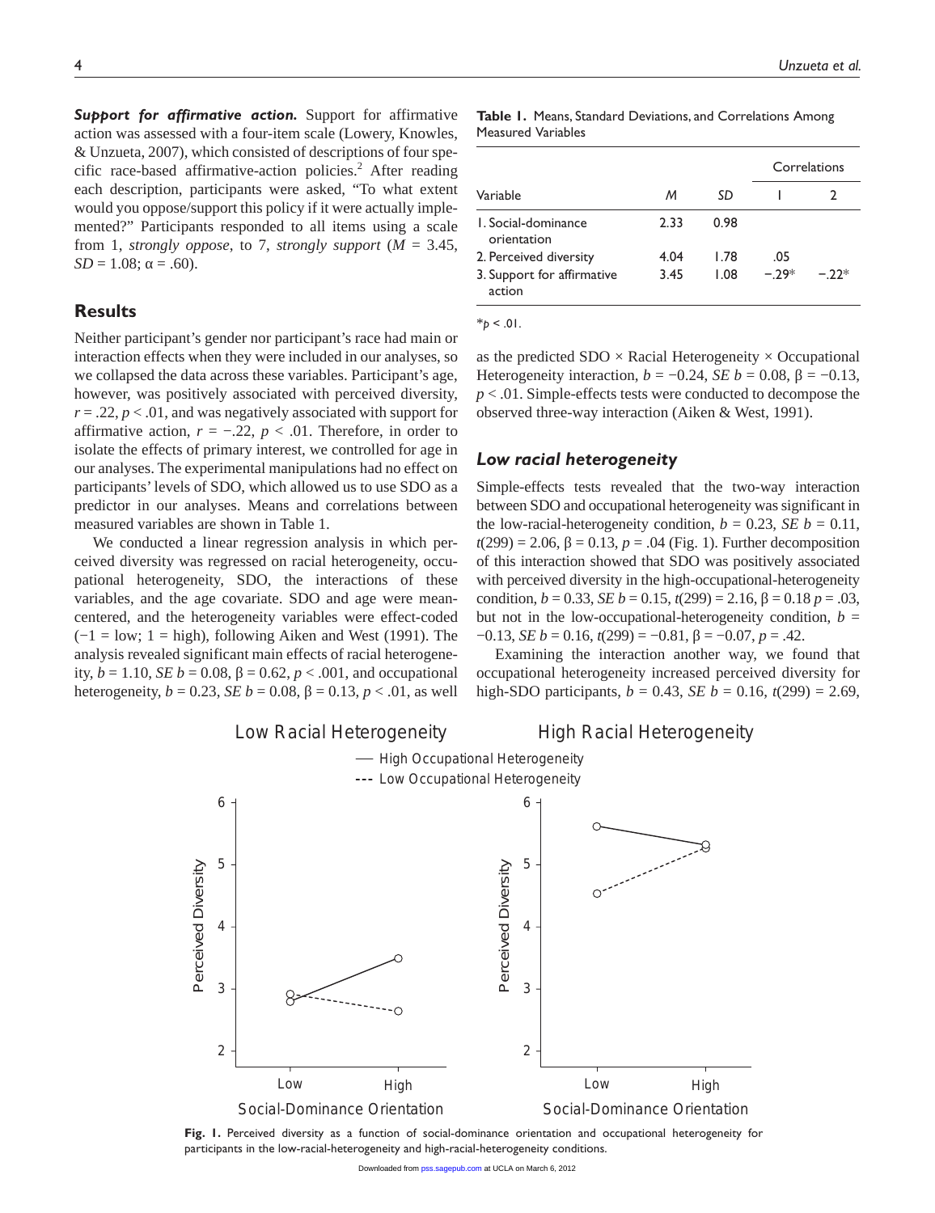***Support for affirmative action.*** Support for affirmative action was assessed with a four-item scale (Lowery, Knowles, & Unzueta, 2007), which consisted of descriptions of four specific race-based affirmative-action policies.[2] After reading each description, participants were asked, "To what extent would you oppose/support this policy if it were actually implemented?" Participants responded to all items using a scale from 1, *strongly oppose*, to 7, *strongly support* ($M$ = 3.45, $SD$ = 1.08; α = .60).

## Results

Neither participant's gender nor participant's race had main or interaction effects when they were included in our analyses, so we collapsed the data across these variables. Participant's age, however, was positively associated with perceived diversity, $r$ = .22, $p$ < .01, and was negatively associated with support for affirmative action, $r$ = −.22, $p$ < .01. Therefore, in order to isolate the effects of primary interest, we controlled for age in our analyses. The experimental manipulations had no effect on participants' levels of SDO, which allowed us to use SDO as a predictor in our analyses. Means and correlations between measured variables are shown in Table 1.

We conducted a linear regression analysis in which perceived diversity was regressed on racial heterogeneity, occupational heterogeneity, SDO, the interactions of these variables, and the age covariate. SDO and age were mean-centered, and the heterogeneity variables were effect-coded (−1 = low; 1 = high), following Aiken and West (1991). The analysis revealed significant main effects of racial heterogeneity, $b$ = 1.10, $SE\ b$ = 0.08, β = 0.62, $p$ < .001, and occupational heterogeneity, $b$ = 0.23, $SE\ b$ = 0.08, β = 0.13, $p$ < .01, as well as the predicted SDO × Racial Heterogeneity × Occupational Heterogeneity interaction, $b$ = −0.24, $SE\ b$ = 0.08, β = −0.13, $p$ < .01. Simple-effects tests were conducted to decompose the observed three-way interaction (Aiken & West, 1991).

**Table 1.** Means, Standard Deviations, and Correlations Among Measured Variables

| Variable | *M* | *SD* | Correlations 1 | Correlations 2 |
|---|---|---|---|---|
| 1. Social-dominance orientation | 2.33 | 0.98 | | |
| 2. Perceived diversity | 4.04 | 1.78 | .05 | |
| 3. Support for affirmative action | 3.45 | 1.08 | −.29* | −.22* |

*$p$ < .01.

### *Low racial heterogeneity*

Simple-effects tests revealed that the two-way interaction between SDO and occupational heterogeneity was significant in the low-racial-heterogeneity condition, $b$ = 0.23, $SE\ b$ = 0.11, $t(299)$ = 2.06, β = 0.13, $p$ = .04 (Fig. 1). Further decomposition of this interaction showed that SDO was positively associated with perceived diversity in the high-occupational-heterogeneity condition, $b$ = 0.33, $SE\ b$ = 0.15, $t(299)$ = 2.16, β = 0.18 $p$ = .03, but not in the low-occupational-heterogeneity condition, $b$ = −0.13, $SE\ b$ = 0.16, $t(299)$ = −0.81, β = −0.07, $p$ = .42.

Examining the interaction another way, we found that occupational heterogeneity increased perceived diversity for high-SDO participants, $b$ = 0.43, $SE\ b$ = 0.16, $t(299)$ = 2.69,

**Fig. 1.** Perceived diversity as a function of social-dominance orientation and occupational heterogeneity for participants in the low-racial-heterogeneity and high-racial-heterogeneity conditions.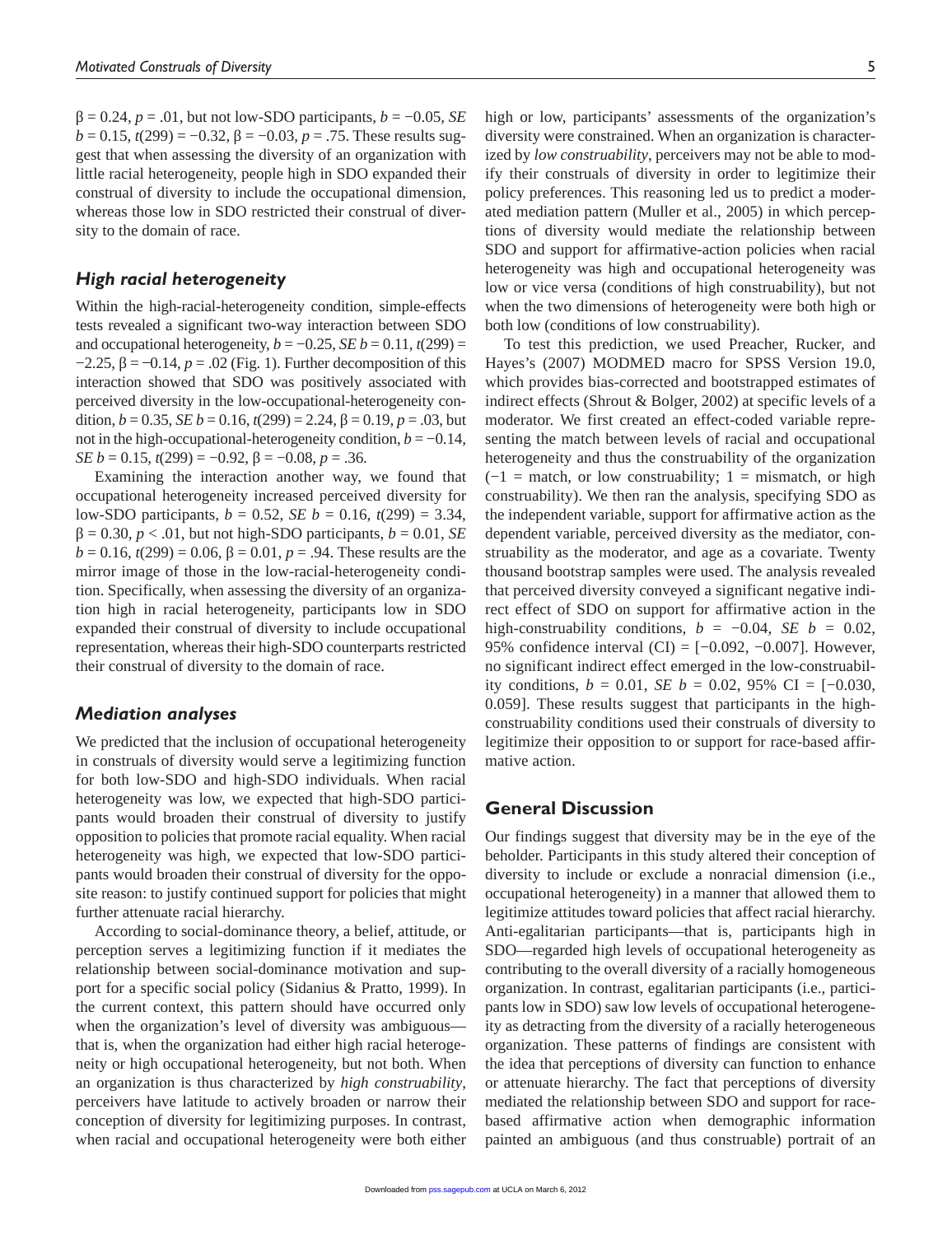$\beta = 0.24$, $p = .01$, but not low-SDO participants, $b = -0.05$, $SE\ b = 0.15$, $t(299) = -0.32$, $\beta = -0.03$, $p = .75$. These results suggest that when assessing the diversity of an organization with little racial heterogeneity, people high in SDO expanded their construal of diversity to include the occupational dimension, whereas those low in SDO restricted their construal of diversity to the domain of race.

### High racial heterogeneity

Within the high-racial-heterogeneity condition, simple-effects tests revealed a significant two-way interaction between SDO and occupational heterogeneity, $b = -0.25$, $SE\ b = 0.11$, $t(299) = -2.25$, $\beta = -0.14$, $p = .02$ (Fig. 1). Further decomposition of this interaction showed that SDO was positively associated with perceived diversity in the low-occupational-heterogeneity condition, $b = 0.35$, $SE\ b = 0.16$, $t(299) = 2.24$, $\beta = 0.19$, $p = .03$, but not in the high-occupational-heterogeneity condition, $b = -0.14$, $SE\ b = 0.15$, $t(299) = -0.92$, $\beta = -0.08$, $p = .36$.

Examining the interaction another way, we found that occupational heterogeneity increased perceived diversity for low-SDO participants, $b = 0.52$, $SE\ b = 0.16$, $t(299) = 3.34$, $\beta = 0.30$, $p < .01$, but not high-SDO participants, $b = 0.01$, $SE\ b = 0.16$, $t(299) = 0.06$, $\beta = 0.01$, $p = .94$. These results are the mirror image of those in the low-racial-heterogeneity condition. Specifically, when assessing the diversity of an organization high in racial heterogeneity, participants low in SDO expanded their construal of diversity to include occupational representation, whereas their high-SDO counterparts restricted their construal of diversity to the domain of race.

### Mediation analyses

We predicted that the inclusion of occupational heterogeneity in construals of diversity would serve a legitimizing function for both low-SDO and high-SDO individuals. When racial heterogeneity was low, we expected that high-SDO participants would broaden their construal of diversity to justify opposition to policies that promote racial equality. When racial heterogeneity was high, we expected that low-SDO participants would broaden their construal of diversity for the opposite reason: to justify continued support for policies that might further attenuate racial hierarchy.

According to social-dominance theory, a belief, attitude, or perception serves a legitimizing function if it mediates the relationship between social-dominance motivation and support for a specific social policy (Sidanius & Pratto, 1999). In the current context, this pattern should have occurred only when the organization's level of diversity was ambiguous—that is, when the organization had either high racial heterogeneity or high occupational heterogeneity, but not both. When an organization is thus characterized by *high construability*, perceivers have latitude to actively broaden or narrow their conception of diversity for legitimizing purposes. In contrast, when racial and occupational heterogeneity were both either high or low, participants' assessments of the organization's diversity were constrained. When an organization is characterized by *low construability*, perceivers may not be able to modify their construals of diversity in order to legitimize their policy preferences. This reasoning led us to predict a moderated mediation pattern (Muller et al., 2005) in which perceptions of diversity would mediate the relationship between SDO and support for affirmative-action policies when racial heterogeneity was high and occupational heterogeneity was low or vice versa (conditions of high construability), but not when the two dimensions of heterogeneity were both high or both low (conditions of low construability).

To test this prediction, we used Preacher, Rucker, and Hayes's (2007) MODMED macro for SPSS Version 19.0, which provides bias-corrected and bootstrapped estimates of indirect effects (Shrout & Bolger, 2002) at specific levels of a moderator. We first created an effect-coded variable representing the match between levels of racial and occupational heterogeneity and thus the construability of the organization ($-1$ = match, or low construability; 1 = mismatch, or high construability). We then ran the analysis, specifying SDO as the independent variable, support for affirmative action as the dependent variable, perceived diversity as the mediator, construability as the moderator, and age as a covariate. Twenty thousand bootstrap samples were used. The analysis revealed that perceived diversity conveyed a significant negative indirect effect of SDO on support for affirmative action in the high-construability conditions, $b = -0.04$, $SE\ b = 0.02$, 95% confidence interval (CI) = [−0.092, −0.007]. However, no significant indirect effect emerged in the low-construability conditions, $b = 0.01$, $SE\ b = 0.02$, 95% CI = [−0.030, 0.059]. These results suggest that participants in the high-construability conditions used their construals of diversity to legitimize their opposition to or support for race-based affirmative action.

## General Discussion

Our findings suggest that diversity may be in the eye of the beholder. Participants in this study altered their conception of diversity to include or exclude a nonracial dimension (i.e., occupational heterogeneity) in a manner that allowed them to legitimize attitudes toward policies that affect racial hierarchy. Anti-egalitarian participants—that is, participants high in SDO—regarded high levels of occupational heterogeneity as contributing to the overall diversity of a racially homogeneous organization. In contrast, egalitarian participants (i.e., participants low in SDO) saw low levels of occupational heterogeneity as detracting from the diversity of a racially heterogeneous organization. These patterns of findings are consistent with the idea that perceptions of diversity can function to enhance or attenuate hierarchy. The fact that perceptions of diversity mediated the relationship between SDO and support for race-based affirmative action when demographic information painted an ambiguous (and thus construable) portrait of an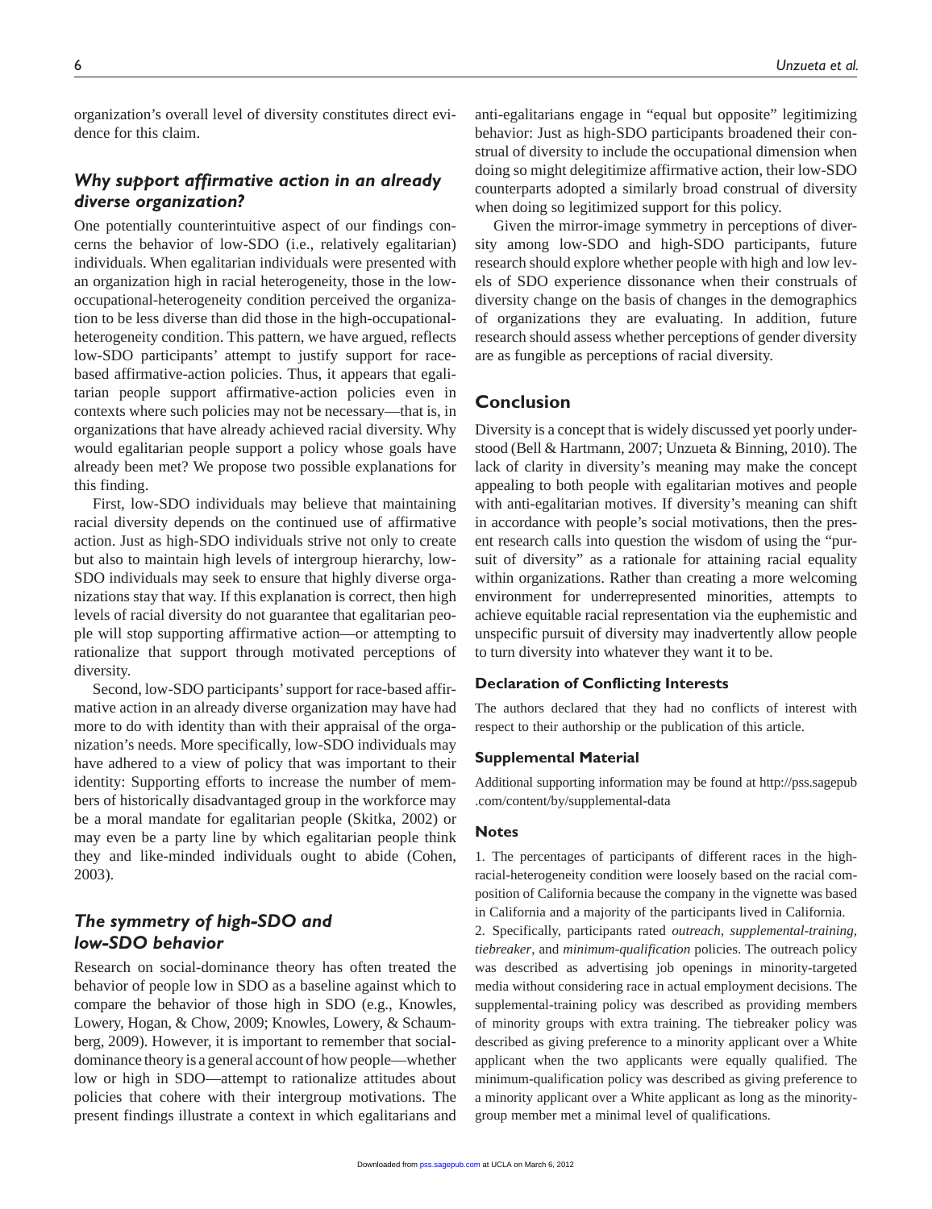organization's overall level of diversity constitutes direct evidence for this claim.

## *Why support affirmative action in an already diverse organization?*

One potentially counterintuitive aspect of our findings concerns the behavior of low-SDO (i.e., relatively egalitarian) individuals. When egalitarian individuals were presented with an organization high in racial heterogeneity, those in the low-occupational-heterogeneity condition perceived the organization to be less diverse than did those in the high-occupational-heterogeneity condition. This pattern, we have argued, reflects low-SDO participants' attempt to justify support for race-based affirmative-action policies. Thus, it appears that egalitarian people support affirmative-action policies even in contexts where such policies may not be necessary—that is, in organizations that have already achieved racial diversity. Why would egalitarian people support a policy whose goals have already been met? We propose two possible explanations for this finding.

First, low-SDO individuals may believe that maintaining racial diversity depends on the continued use of affirmative action. Just as high-SDO individuals strive not only to create but also to maintain high levels of intergroup hierarchy, low-SDO individuals may seek to ensure that highly diverse organizations stay that way. If this explanation is correct, then high levels of racial diversity do not guarantee that egalitarian people will stop supporting affirmative action—or attempting to rationalize that support through motivated perceptions of diversity.

Second, low-SDO participants' support for race-based affirmative action in an already diverse organization may have had more to do with identity than with their appraisal of the organization's needs. More specifically, low-SDO individuals may have adhered to a view of policy that was important to their identity: Supporting efforts to increase the number of members of historically disadvantaged group in the workforce may be a moral mandate for egalitarian people (Skitka, 2002) or may even be a party line by which egalitarian people think they and like-minded individuals ought to abide (Cohen, 2003).

## *The symmetry of high-SDO and low-SDO behavior*

Research on social-dominance theory has often treated the behavior of people low in SDO as a baseline against which to compare the behavior of those high in SDO (e.g., Knowles, Lowery, Hogan, & Chow, 2009; Knowles, Lowery, & Schaumberg, 2009). However, it is important to remember that social-dominance theory is a general account of how people—whether low or high in SDO—attempt to rationalize attitudes about policies that cohere with their intergroup motivations. The present findings illustrate a context in which egalitarians and anti-egalitarians engage in "equal but opposite" legitimizing behavior: Just as high-SDO participants broadened their construal of diversity to include the occupational dimension when doing so might delegitimize affirmative action, their low-SDO counterparts adopted a similarly broad construal of diversity when doing so legitimized support for this policy.

Given the mirror-image symmetry in perceptions of diversity among low-SDO and high-SDO participants, future research should explore whether people with high and low levels of SDO experience dissonance when their construals of diversity change on the basis of changes in the demographics of organizations they are evaluating. In addition, future research should assess whether perceptions of gender diversity are as fungible as perceptions of racial diversity.

# Conclusion

Diversity is a concept that is widely discussed yet poorly understood (Bell & Hartmann, 2007; Unzueta & Binning, 2010). The lack of clarity in diversity's meaning may make the concept appealing to both people with egalitarian motives and people with anti-egalitarian motives. If diversity's meaning can shift in accordance with people's social motivations, then the present research calls into question the wisdom of using the "pursuit of diversity" as a rationale for attaining racial equality within organizations. Rather than creating a more welcoming environment for underrepresented minorities, attempts to achieve equitable racial representation via the euphemistic and unspecific pursuit of diversity may inadvertently allow people to turn diversity into whatever they want it to be.

### Declaration of Conflicting Interests

The authors declared that they had no conflicts of interest with respect to their authorship or the publication of this article.

### Supplemental Material

Additional supporting information may be found at http://pss.sagepub.com/content/by/supplemental-data

### Notes

1. The percentages of participants of different races in the high-racial-heterogeneity condition were loosely based on the racial composition of California because the company in the vignette was based in California and a majority of the participants lived in California.

2. Specifically, participants rated *outreach*, *supplemental-training*, *tiebreaker*, and *minimum-qualification* policies. The outreach policy was described as advertising job openings in minority-targeted media without considering race in actual employment decisions. The supplemental-training policy was described as providing members of minority groups with extra training. The tiebreaker policy was described as giving preference to a minority applicant over a White applicant when the two applicants were equally qualified. The minimum-qualification policy was described as giving preference to a minority applicant over a White applicant as long as the minority-group member met a minimal level of qualifications.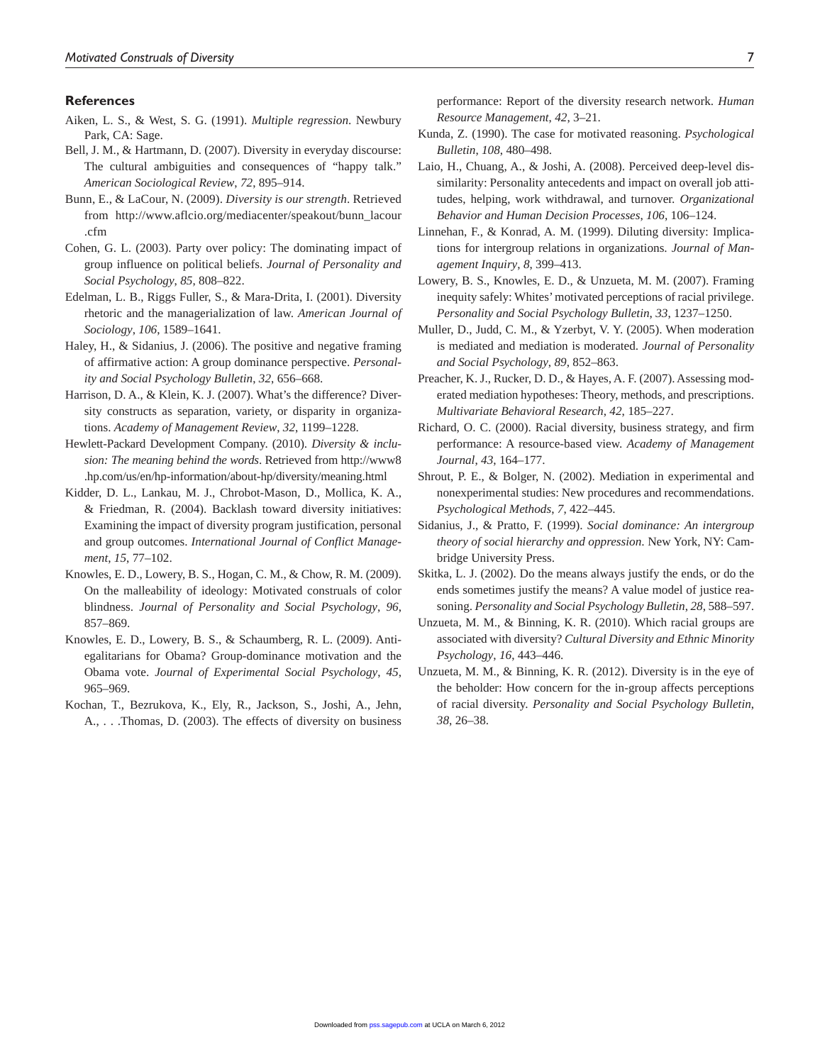## References

Aiken, L. S., & West, S. G. (1991). *Multiple regression*. Newbury Park, CA: Sage.

Bell, J. M., & Hartmann, D. (2007). Diversity in everyday discourse: The cultural ambiguities and consequences of "happy talk." *American Sociological Review*, *72*, 895–914.

Bunn, E., & LaCour, N. (2009). *Diversity is our strength*. Retrieved from http://www.aflcio.org/mediacenter/speakout/bunn_lacour.cfm

Cohen, G. L. (2003). Party over policy: The dominating impact of group influence on political beliefs. *Journal of Personality and Social Psychology*, *85*, 808–822.

Edelman, L. B., Riggs Fuller, S., & Mara-Drita, I. (2001). Diversity rhetoric and the managerialization of law. *American Journal of Sociology*, *106*, 1589–1641.

Haley, H., & Sidanius, J. (2006). The positive and negative framing of affirmative action: A group dominance perspective. *Personality and Social Psychology Bulletin*, *32*, 656–668.

Harrison, D. A., & Klein, K. J. (2007). What's the difference? Diversity constructs as separation, variety, or disparity in organizations. *Academy of Management Review*, *32*, 1199–1228.

Hewlett-Packard Development Company. (2010). *Diversity & inclusion: The meaning behind the words*. Retrieved from http://www8.hp.com/us/en/hp-information/about-hp/diversity/meaning.html

Kidder, D. L., Lankau, M. J., Chrobot-Mason, D., Mollica, K. A., & Friedman, R. (2004). Backlash toward diversity initiatives: Examining the impact of diversity program justification, personal and group outcomes. *International Journal of Conflict Management*, *15*, 77–102.

Knowles, E. D., Lowery, B. S., Hogan, C. M., & Chow, R. M. (2009). On the malleability of ideology: Motivated construals of color blindness. *Journal of Personality and Social Psychology*, *96*, 857–869.

Knowles, E. D., Lowery, B. S., & Schaumberg, R. L. (2009). Anti-egalitarians for Obama? Group-dominance motivation and the Obama vote. *Journal of Experimental Social Psychology*, *45*, 965–969.

Kochan, T., Bezrukova, K., Ely, R., Jackson, S., Joshi, A., Jehn, A., . . .Thomas, D. (2003). The effects of diversity on business performance: Report of the diversity research network. *Human Resource Management*, *42*, 3–21.

Kunda, Z. (1990). The case for motivated reasoning. *Psychological Bulletin*, *108*, 480–498.

Laio, H., Chuang, A., & Joshi, A. (2008). Perceived deep-level dissimilarity: Personality antecedents and impact on overall job attitudes, helping, work withdrawal, and turnover. *Organizational Behavior and Human Decision Processes*, *106*, 106–124.

Linnehan, F., & Konrad, A. M. (1999). Diluting diversity: Implications for intergroup relations in organizations. *Journal of Management Inquiry*, *8*, 399–413.

Lowery, B. S., Knowles, E. D., & Unzueta, M. M. (2007). Framing inequity safely: Whites' motivated perceptions of racial privilege. *Personality and Social Psychology Bulletin*, *33*, 1237–1250.

Muller, D., Judd, C. M., & Yzerbyt, V. Y. (2005). When moderation is mediated and mediation is moderated. *Journal of Personality and Social Psychology*, *89*, 852–863.

Preacher, K. J., Rucker, D. D., & Hayes, A. F. (2007). Assessing moderated mediation hypotheses: Theory, methods, and prescriptions. *Multivariate Behavioral Research*, *42*, 185–227.

Richard, O. C. (2000). Racial diversity, business strategy, and firm performance: A resource-based view. *Academy of Management Journal*, *43*, 164–177.

Shrout, P. E., & Bolger, N. (2002). Mediation in experimental and nonexperimental studies: New procedures and recommendations. *Psychological Methods*, *7*, 422–445.

Sidanius, J., & Pratto, F. (1999). *Social dominance: An intergroup theory of social hierarchy and oppression*. New York, NY: Cambridge University Press.

Skitka, L. J. (2002). Do the means always justify the ends, or do the ends sometimes justify the means? A value model of justice reasoning. *Personality and Social Psychology Bulletin*, *28*, 588–597.

Unzueta, M. M., & Binning, K. R. (2010). Which racial groups are associated with diversity? *Cultural Diversity and Ethnic Minority Psychology*, *16*, 443–446.

Unzueta, M. M., & Binning, K. R. (2012). Diversity is in the eye of the beholder: How concern for the in-group affects perceptions of racial diversity. *Personality and Social Psychology Bulletin*, *38*, 26–38.